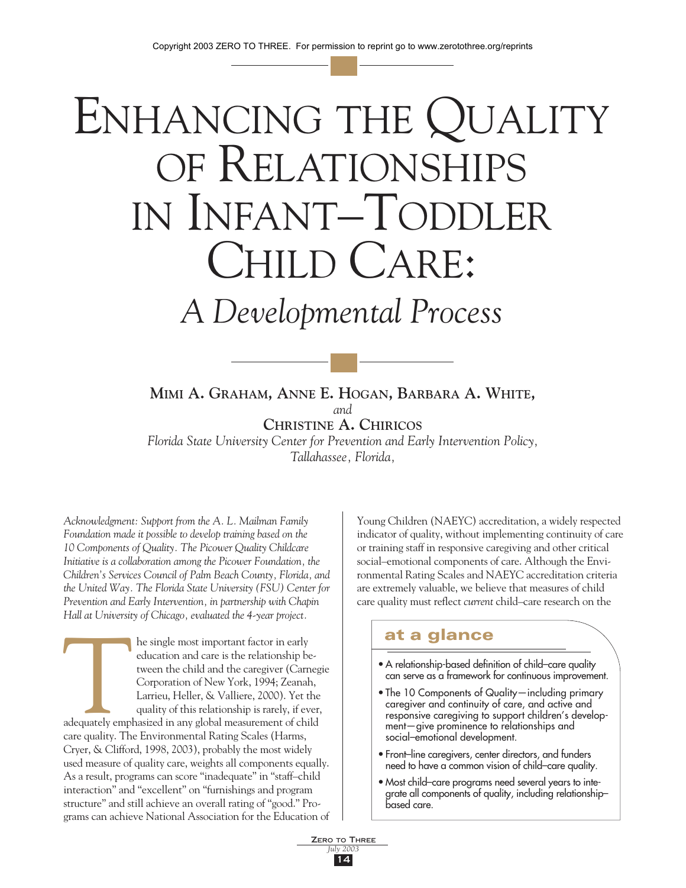# Enhancing the Quality of Relationships in Infant–Toddler Child Care:

## *A Developmental Process*

**Mimi A. Graham, Anne E. Hogan, Barbara A. White,** *and* **Christine A. Chiricos**

*Florida State University Center for Prevention and Early Intervention Policy, Tallahassee, Florida,*

*Acknowledgment: Support from the A. L. Mailman Family Foundation made it possible to develop training based on the 10 Components of Quality. The Picower Quality Childcare Initiative is a collaboration among the Picower Foundation, the Children's Services Council of Palm Beach County, Florida, and the United Way. The Florida State University (FSU) Center for Prevention and Early Intervention, in partnership with Chapin Hall at University of Chicago, evaluated the 4-year project.*

The single most important factor in early education and care is the relationship between the child and the caregiver (Carnegie Corporation of New York, 1994; Zeanah, Larrieu, Heller, & Valliere, 2000). Yet the quality of this relationship is rarely, if ever, adequately emphasized in any global measurement of child care quality. The Environmental Rating Scales (Harms, Cryer, & Clifford, 1998, 2003), probably the most widely used measure of quality care, weights all components equally. As a result, programs can score "inadequate" in "staff–child interaction" and "excellent" on "furnishings and program structure" and still achieve an overall rating of "good." Programs can achieve National Association for the Education of Young Children (NAEYC) accreditation, a widely respected indicator of quality, without implementing continuity of care or training staff in responsive caregiving and other critical social–emotional components of care. Although the Environmental Rating Scales and NAEYC accreditation criteria are extremely valuable, we believe that measures of child care quality must reflect *current* child–care research on the

### at a glance

- A relationship-based definition of child–care quality can serve as a framework for continuous improvement.
- The 10 Components of Quality—including primary caregiver and continuity of care, and active and responsive caregiving to support children's development—give prominence to relationships and social–emotional development.
- Front–line caregivers, center directors, and funders need to have a common vision of child–care quality.
- Most child–care programs need several years to integrate all components of quality, including relationship–based care.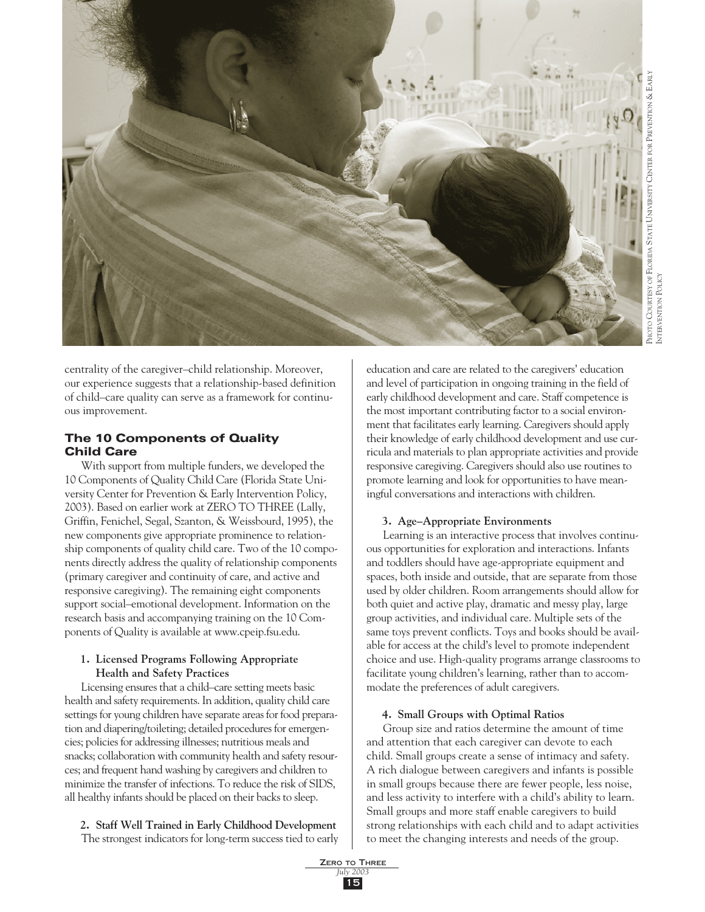centrality of the caregiver–child relationship. Moreover, our experience suggests that a relationship-based definition of child–care quality can serve as a framework for continuous improvement.

## The 10 Components of Quality Child Care

With support from multiple funders, we developed the 10 Components of Quality Child Care (Florida State University Center for Prevention & Early Intervention Policy, 2003). Based on earlier work at ZERO TO THREE (Lally, Griffin, Fenichel, Segal, Szanton, & Weissbourd, 1995), the new components give appropriate prominence to relationship components of quality child care. Two of the 10 components directly address the quality of relationship components (primary caregiver and continuity of care, and active and responsive caregiving). The remaining eight components support social–emotional development. Information on the research basis and accompanying training on the 10 Components of Quality is available at www.cpeip.fsu.edu.

### 1. Licensed Programs Following Appropriate Health and Safety Practices

Licensing ensures that a child–care setting meets basic health and safety requirements. In addition, quality child care settings for young children have separate areas for food preparation and diapering/toileting; detailed procedures for emergencies; policies for addressing illnesses; nutritious meals and snacks; collaboration with community health and safety resources; and frequent hand washing by caregivers and children to minimize the transfer of infections. To reduce the risk of SIDS, all healthy infants should be placed on their backs to sleep.

### 2. Staff Well Trained in Early Childhood Development

The strongest indicators for long-term success tied to early education and care are related to the caregivers' education and level of participation in ongoing training in the field of early childhood development and care. Staff competence is the most important contributing factor to a social environment that facilitates early learning. Caregivers should apply their knowledge of early childhood development and use curricula and materials to plan appropriate activities and provide responsive caregiving. Caregivers should also use routines to promote learning and look for opportunities to have meaningful conversations and interactions with children.

### 3. Age–Appropriate Environments

Learning is an interactive process that involves continuous opportunities for exploration and interactions. Infants and toddlers should have age-appropriate equipment and spaces, both inside and outside, that are separate from those used by older children. Room arrangements should allow for both quiet and active play, dramatic and messy play, large group activities, and individual care. Multiple sets of the same toys prevent conflicts. Toys and books should be available for access at the child's level to promote independent choice and use. High-quality programs arrange classrooms to facilitate young children's learning, rather than to accommodate the preferences of adult caregivers.

### 4. Small Groups with Optimal Ratios

Group size and ratios determine the amount of time and attention that each caregiver can devote to each child. Small groups create a sense of intimacy and safety. A rich dialogue between caregivers and infants is possible in small groups because there are fewer people, less noise, and less activity to interfere with a child's ability to learn. Small groups and more staff enable caregivers to build strong relationships with each child and to adapt activities to meet the changing interests and needs of the group.

Photo courtesy of Florida State University Center for Prevention & Early Intervention Policy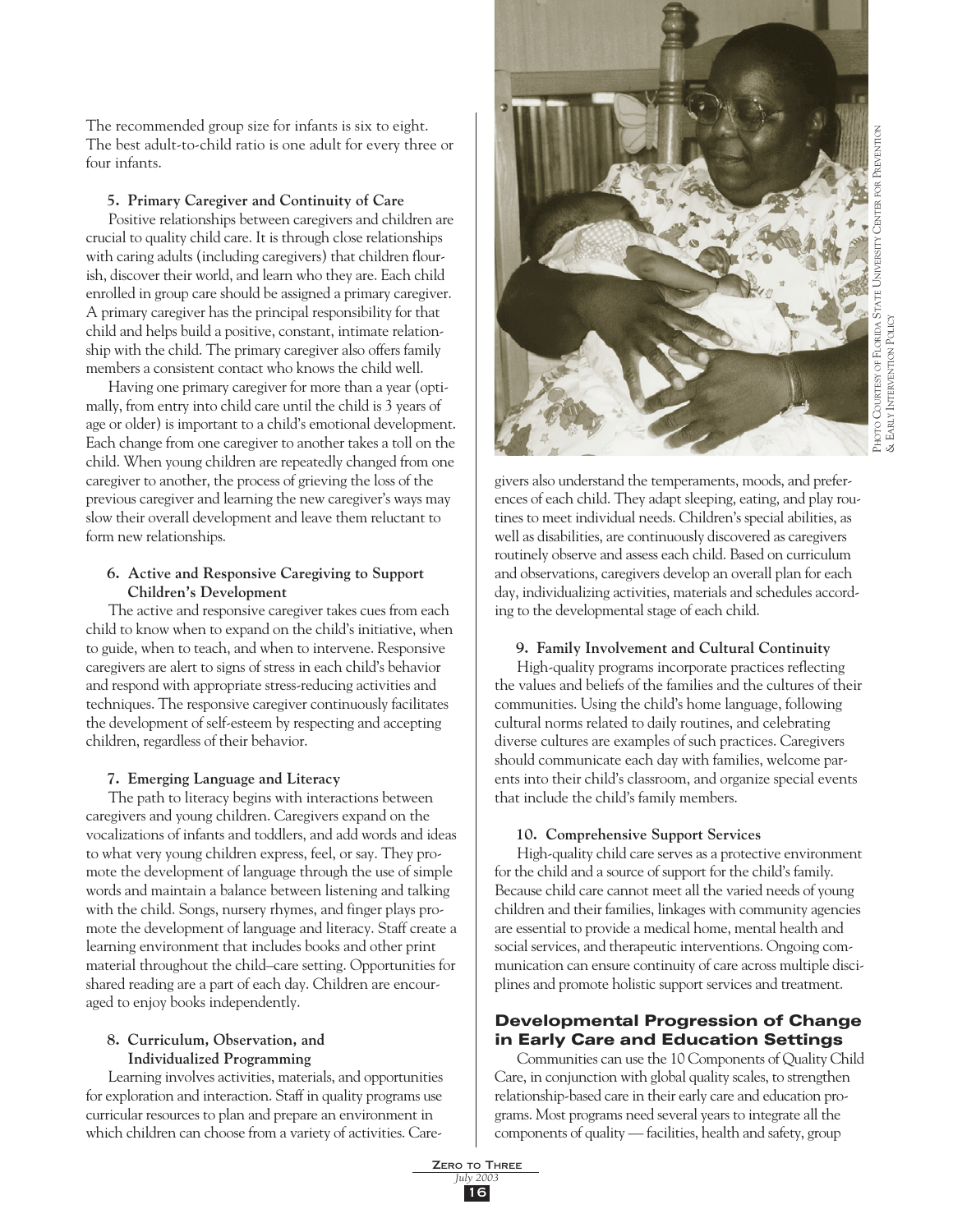The recommended group size for infants is six to eight. The best adult-to-child ratio is one adult for every three or four infants.

**5. Primary Caregiver and Continuity of Care**

Positive relationships between caregivers and children are crucial to quality child care. It is through close relationships with caring adults (including caregivers) that children flourish, discover their world, and learn who they are. Each child enrolled in group care should be assigned a primary caregiver. A primary caregiver has the principal responsibility for that child and helps build a positive, constant, intimate relationship with the child. The primary caregiver also offers family members a consistent contact who knows the child well.

Having one primary caregiver for more than a year (optimally, from entry into child care until the child is 3 years of age or older) is important to a child's emotional development. Each change from one caregiver to another takes a toll on the child. When young children are repeatedly changed from one caregiver to another, the process of grieving the loss of the previous caregiver and learning the new caregiver's ways may slow their overall development and leave them reluctant to form new relationships.

**6. Active and Responsive Caregiving to Support Children's Development**

The active and responsive caregiver takes cues from each child to know when to expand on the child's initiative, when to guide, when to teach, and when to intervene. Responsive caregivers are alert to signs of stress in each child's behavior and respond with appropriate stress-reducing activities and techniques. The responsive caregiver continuously facilitates the development of self-esteem by respecting and accepting children, regardless of their behavior.

**7. Emerging Language and Literacy**

The path to literacy begins with interactions between caregivers and young children. Caregivers expand on the vocalizations of infants and toddlers, and add words and ideas to what very young children express, feel, or say. They promote the development of language through the use of simple words and maintain a balance between listening and talking with the child. Songs, nursery rhymes, and finger plays promote the development of language and literacy. Staff create a learning environment that includes books and other print material throughout the child–care setting. Opportunities for shared reading are a part of each day. Children are encouraged to enjoy books independently.

**8. Curriculum, Observation, and Individualized Programming**

Learning involves activities, materials, and opportunities for exploration and interaction. Staff in quality programs use curricular resources to plan and prepare an environment in which children can choose from a variety of activities. Caregivers also understand the temperaments, moods, and preferences of each child. They adapt sleeping, eating, and play routines to meet individual needs. Children's special abilities, as well as disabilities, are continuously discovered as caregivers routinely observe and assess each child. Based on curriculum and observations, caregivers develop an overall plan for each day, individualizing activities, materials and schedules according to the developmental stage of each child.

Photo courtesy of Florida State University Center for Prevention & Early Intervention Policy

**9. Family Involvement and Cultural Continuity**

High-quality programs incorporate practices reflecting the values and beliefs of the families and the cultures of their communities. Using the child's home language, following cultural norms related to daily routines, and celebrating diverse cultures are examples of such practices. Caregivers should communicate each day with families, welcome parents into their child's classroom, and organize special events that include the child's family members.

**10. Comprehensive Support Services**

High-quality child care serves as a protective environment for the child and a source of support for the child's family. Because child care cannot meet all the varied needs of young children and their families, linkages with community agencies are essential to provide a medical home, mental health and social services, and therapeutic interventions. Ongoing communication can ensure continuity of care across multiple disciplines and promote holistic support services and treatment.

## Developmental Progression of Change in Early Care and Education Settings

Communities can use the 10 Components of Quality Child Care, in conjunction with global quality scales, to strengthen relationship-based care in their early care and education programs. Most programs need several years to integrate all the components of quality — facilities, health and safety, group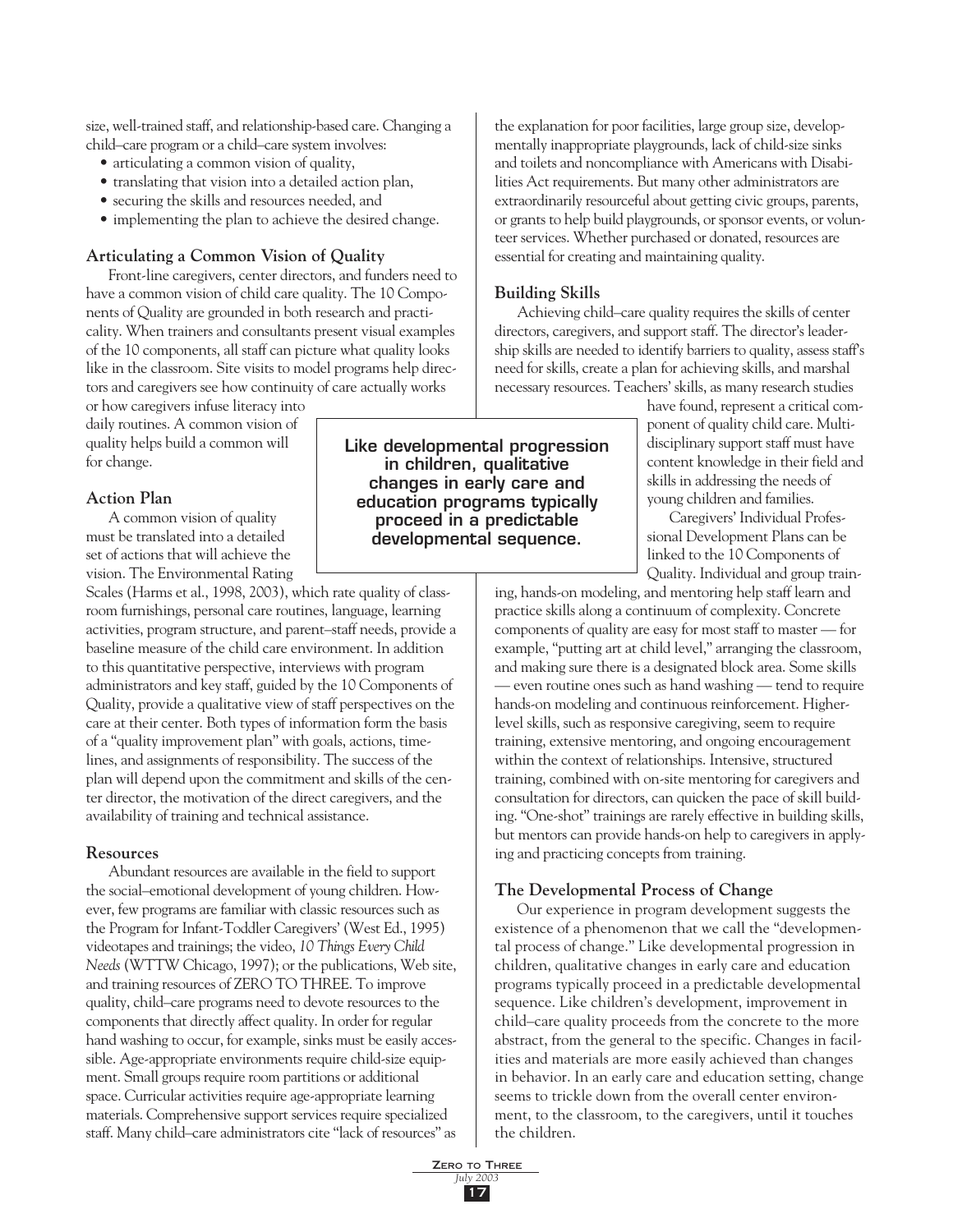size, well-trained staff, and relationship-based care. Changing a child–care program or a child–care system involves:

- articulating a common vision of quality,
- translating that vision into a detailed action plan,
- securing the skills and resources needed, and
- implementing the plan to achieve the desired change.

### Articulating a Common Vision of Quality

Front-line caregivers, center directors, and funders need to have a common vision of child care quality. The 10 Components of Quality are grounded in both research and practicality. When trainers and consultants present visual examples of the 10 components, all staff can picture what quality looks like in the classroom. Site visits to model programs help directors and caregivers see how continuity of care actually works or how caregivers infuse literacy into daily routines. A common vision of quality helps build a common will for change.

### Action Plan

A common vision of quality must be translated into a detailed set of actions that will achieve the vision. The Environmental Rating Scales (Harms et al., 1998, 2003), which rate quality of classroom furnishings, personal care routines, language, learning activities, program structure, and parent–staff needs, provide a baseline measure of the child care environment. In addition to this quantitative perspective, interviews with program administrators and key staff, guided by the 10 Components of Quality, provide a qualitative view of staff perspectives on the care at their center. Both types of information form the basis of a "quality improvement plan" with goals, actions, timelines, and assignments of responsibility. The success of the plan will depend upon the commitment and skills of the center director, the motivation of the direct caregivers, and the availability of training and technical assistance.

### Resources

Abundant resources are available in the field to support the social–emotional development of young children. However, few programs are familiar with classic resources such as the Program for Infant-Toddler Caregivers' (West Ed., 1995) videotapes and trainings; the video, *10 Things Every Child Needs* (WTTW Chicago, 1997); or the publications, Web site, and training resources of ZERO TO THREE. To improve quality, child–care programs need to devote resources to the components that directly affect quality. In order for regular hand washing to occur, for example, sinks must be easily accessible. Age-appropriate environments require child-size equipment. Small groups require room partitions or additional space. Curricular activities require age-appropriate learning materials. Comprehensive support services require specialized staff. Many child–care administrators cite "lack of resources" as the explanation for poor facilities, large group size, developmentally inappropriate playgrounds, lack of child-size sinks and toilets and noncompliance with Americans with Disabilities Act requirements. But many other administrators are extraordinarily resourceful about getting civic groups, parents, or grants to help build playgrounds, or sponsor events, or volunteer services. Whether purchased or donated, resources are essential for creating and maintaining quality.

### Building Skills

Achieving child–care quality requires the skills of center directors, caregivers, and support staff. The director's leadership skills are needed to identify barriers to quality, assess staff's need for skills, create a plan for achieving skills, and marshal necessary resources. Teachers' skills, as many research studies have found, represent a critical component of quality child care. Multidisciplinary support staff must have content knowledge in their field and skills in addressing the needs of young children and families.

**Like developmental progression in children, qualitative changes in early care and education programs typically proceed in a predictable developmental sequence.**

Caregivers' Individual Professional Development Plans can be linked to the 10 Components of Quality. Individual and group training, hands-on modeling, and mentoring help staff learn and practice skills along a continuum of complexity. Concrete components of quality are easy for most staff to master — for example, "putting art at child level," arranging the classroom, and making sure there is a designated block area. Some skills — even routine ones such as hand washing — tend to require hands-on modeling and continuous reinforcement. Higher-level skills, such as responsive caregiving, seem to require training, extensive mentoring, and ongoing encouragement within the context of relationships. Intensive, structured training, combined with on-site mentoring for caregivers and consultation for directors, can quicken the pace of skill building. "One-shot" trainings are rarely effective in building skills, but mentors can provide hands-on help to caregivers in applying and practicing concepts from training.

### The Developmental Process of Change

Our experience in program development suggests the existence of a phenomenon that we call the "developmental process of change." Like developmental progression in children, qualitative changes in early care and education programs typically proceed in a predictable developmental sequence. Like children's development, improvement in child–care quality proceeds from the concrete to the more abstract, from the general to the specific. Changes in facilities and materials are more easily achieved than changes in behavior. In an early care and education setting, change seems to trickle down from the overall center environment, to the classroom, to the caregivers, until it touches the children.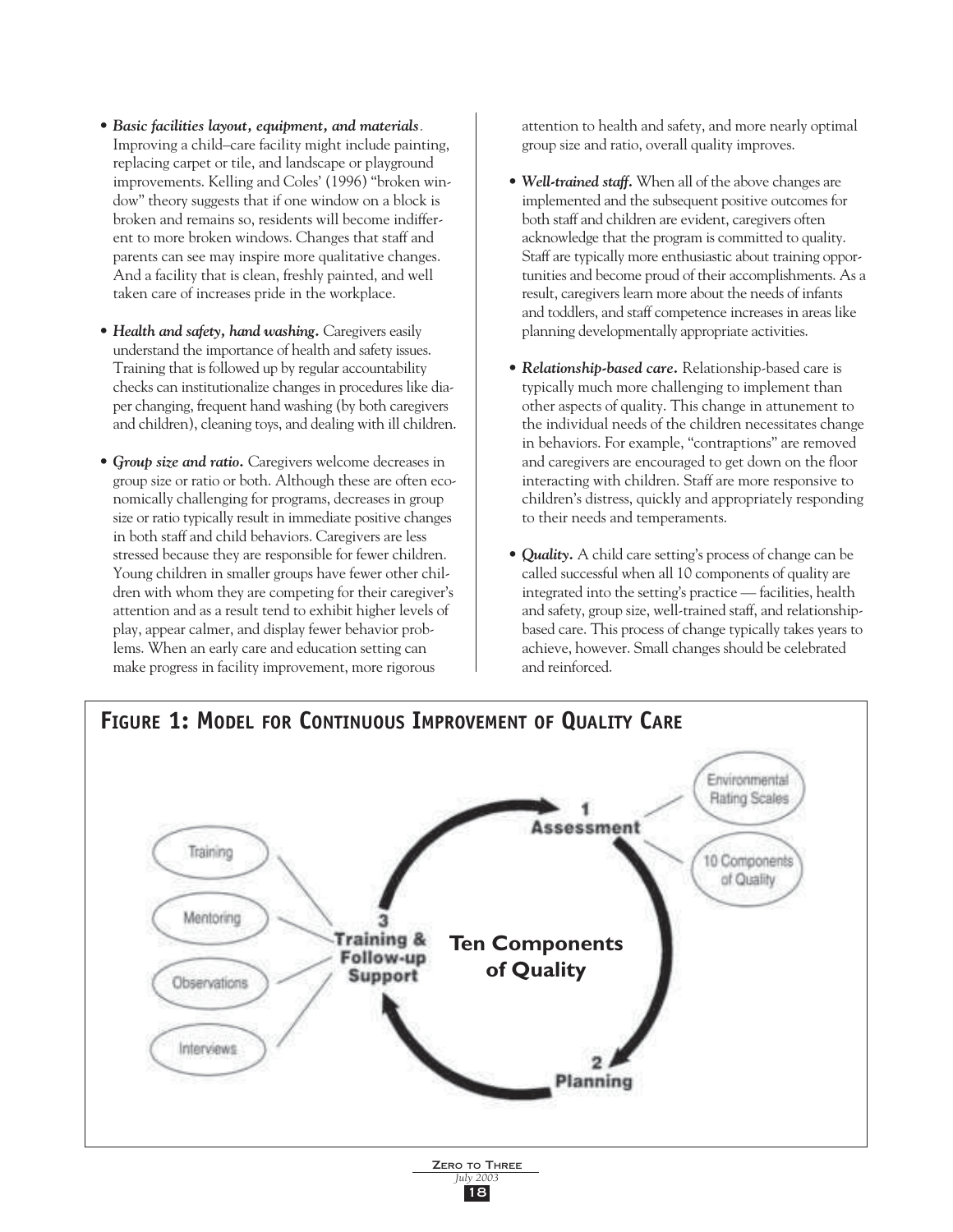- ***Basic facilities layout, equipment, and materials***. Improving a child–care facility might include painting, replacing carpet or tile, and landscape or playground improvements. Kelling and Coles' (1996) "broken window" theory suggests that if one window on a block is broken and remains so, residents will become indifferent to more broken windows. Changes that staff and parents can see may inspire more qualitative changes. And a facility that is clean, freshly painted, and well taken care of increases pride in the workplace.

- ***Health and safety, hand washing.*** Caregivers easily understand the importance of health and safety issues. Training that is followed up by regular accountability checks can institutionalize changes in procedures like diaper changing, frequent hand washing (by both caregivers and children), cleaning toys, and dealing with ill children.

- ***Group size and ratio.*** Caregivers welcome decreases in group size or ratio or both. Although these are often economically challenging for programs, decreases in group size or ratio typically result in immediate positive changes in both staff and child behaviors. Caregivers are less stressed because they are responsible for fewer children. Young children in smaller groups have fewer other children with whom they are competing for their caregiver's attention and as a result tend to exhibit higher levels of play, appear calmer, and display fewer behavior problems. When an early care and education setting can make progress in facility improvement, more rigorous attention to health and safety, and more nearly optimal group size and ratio, overall quality improves.

- ***Well-trained staff.*** When all of the above changes are implemented and the subsequent positive outcomes for both staff and children are evident, caregivers often acknowledge that the program is committed to quality. Staff are typically more enthusiastic about training opportunities and become proud of their accomplishments. As a result, caregivers learn more about the needs of infants and toddlers, and staff competence increases in areas like planning developmentally appropriate activities.

- ***Relationship-based care.*** Relationship-based care is typically much more challenging to implement than other aspects of quality. This change in attunement to the individual needs of the children necessitates change in behaviors. For example, "contraptions" are removed and caregivers are encouraged to get down on the floor interacting with children. Staff are more responsive to children's distress, quickly and appropriately responding to their needs and temperaments.

- ***Quality.*** A child care setting's process of change can be called successful when all 10 components of quality are integrated into the setting's practice — facilities, health and safety, group size, well-trained staff, and relationship-based care. This process of change typically takes years to achieve, however. Small changes should be celebrated and reinforced.

## Figure 1: Model for Continuous Improvement of Quality Care

Ten Components of Quality

1 Assessment — Environmental Rating Scales; 10 Components of Quality

2 Planning

3 Training & Follow-up Support — Training; Mentoring; Observations; Interviews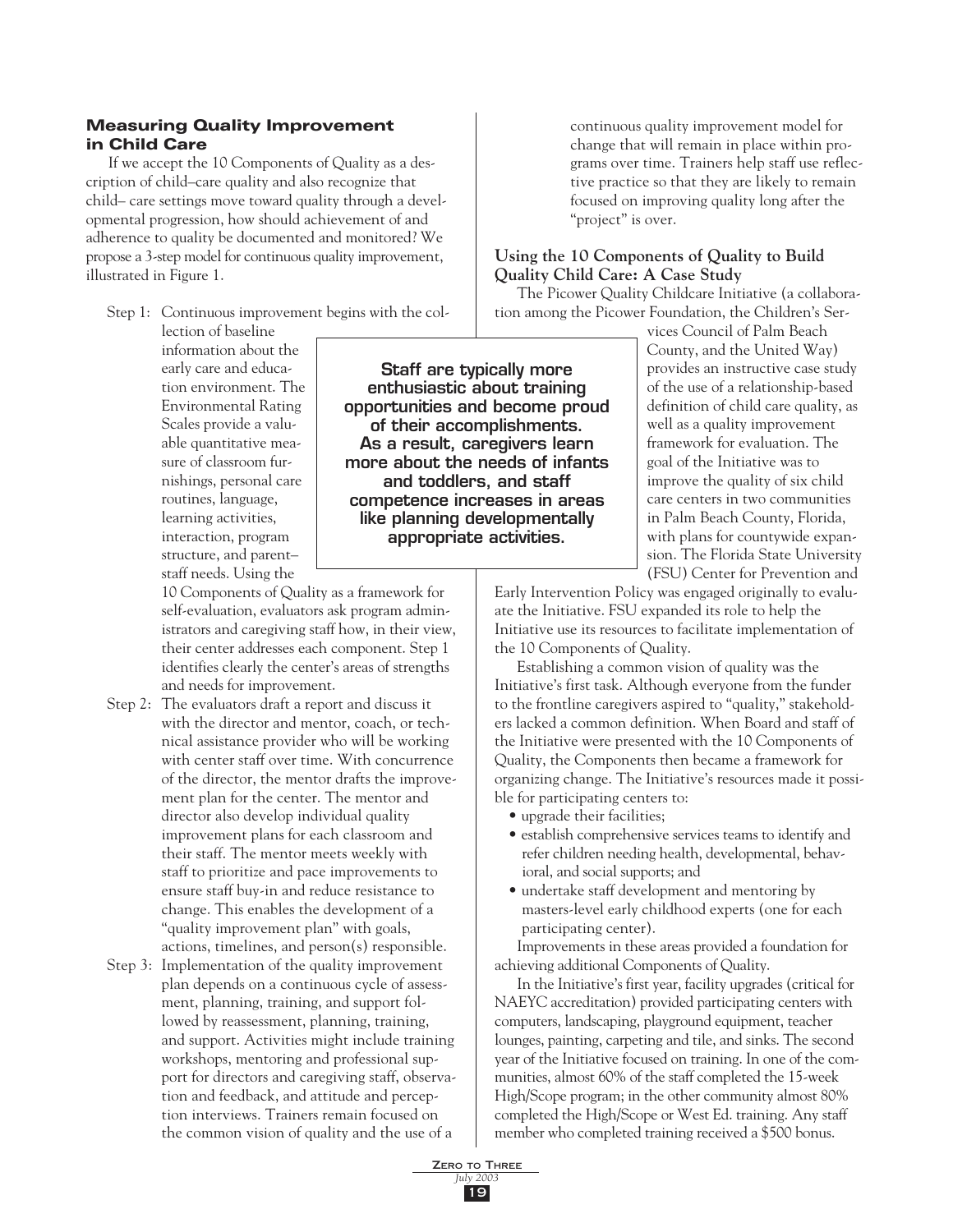## Measuring Quality Improvement in Child Care

If we accept the 10 Components of Quality as a description of child–care quality and also recognize that child– care settings move toward quality through a developmental progression, how should achievement of and adherence to quality be documented and monitored? We propose a 3-step model for continuous quality improvement, illustrated in Figure 1.

Step 1: Continuous improvement begins with the collection of baseline information about the early care and education environment. The Environmental Rating Scales provide a valuable quantitative measure of classroom furnishings, personal care routines, language, learning activities, interaction, program structure, and parent–staff needs. Using the 10 Components of Quality as a framework for self-evaluation, evaluators ask program administrators and caregiving staff how, in their view, their center addresses each component. Step 1 identifies clearly the center's areas of strengths and needs for improvement.

Step 2: The evaluators draft a report and discuss it with the director and mentor, coach, or technical assistance provider who will be working with center staff over time. With concurrence of the director, the mentor drafts the improvement plan for the center. The mentor and director also develop individual quality improvement plans for each classroom and their staff. The mentor meets weekly with staff to prioritize and pace improvements to ensure staff buy-in and reduce resistance to change. This enables the development of a "quality improvement plan" with goals, actions, timelines, and person(s) responsible.

Step 3: Implementation of the quality improvement plan depends on a continuous cycle of assessment, planning, training, and support followed by reassessment, planning, training, and support. Activities might include training workshops, mentoring and professional support for directors and caregiving staff, observation and feedback, and attitude and perception interviews. Trainers remain focused on the common vision of quality and the use of a continuous quality improvement model for change that will remain in place within programs over time. Trainers help staff use reflective practice so that they are likely to remain focused on improving quality long after the "project" is over.

**Staff are typically more enthusiastic about training opportunities and become proud of their accomplishments. As a result, caregivers learn more about the needs of infants and toddlers, and staff competence increases in areas like planning developmentally appropriate activities.**

### Using the 10 Components of Quality to Build Quality Child Care: A Case Study

The Picower Quality Childcare Initiative (a collaboration among the Picower Foundation, the Children's Services Council of Palm Beach County, and the United Way) provides an instructive case study of the use of a relationship-based definition of child care quality, as well as a quality improvement framework for evaluation. The goal of the Initiative was to improve the quality of six child care centers in two communities in Palm Beach County, Florida, with plans for countywide expansion. The Florida State University (FSU) Center for Prevention and Early Intervention Policy was engaged originally to evaluate the Initiative. FSU expanded its role to help the Initiative use its resources to facilitate implementation of the 10 Components of Quality.

Establishing a common vision of quality was the Initiative's first task. Although everyone from the funder to the frontline caregivers aspired to "quality," stakeholders lacked a common definition. When Board and staff of the Initiative were presented with the 10 Components of Quality, the Components then became a framework for organizing change. The Initiative's resources made it possible for participating centers to:

- upgrade their facilities;
- establish comprehensive services teams to identify and refer children needing health, developmental, behavioral, and social supports; and
- undertake staff development and mentoring by masters-level early childhood experts (one for each participating center).

Improvements in these areas provided a foundation for achieving additional Components of Quality.

In the Initiative's first year, facility upgrades (critical for NAEYC accreditation) provided participating centers with computers, landscaping, playground equipment, teacher lounges, painting, carpeting and tile, and sinks. The second year of the Initiative focused on training. In one of the communities, almost 60% of the staff completed the 15-week High/Scope program; in the other community almost 80% completed the High/Scope or West Ed. training. Any staff member who completed training received a $500 bonus.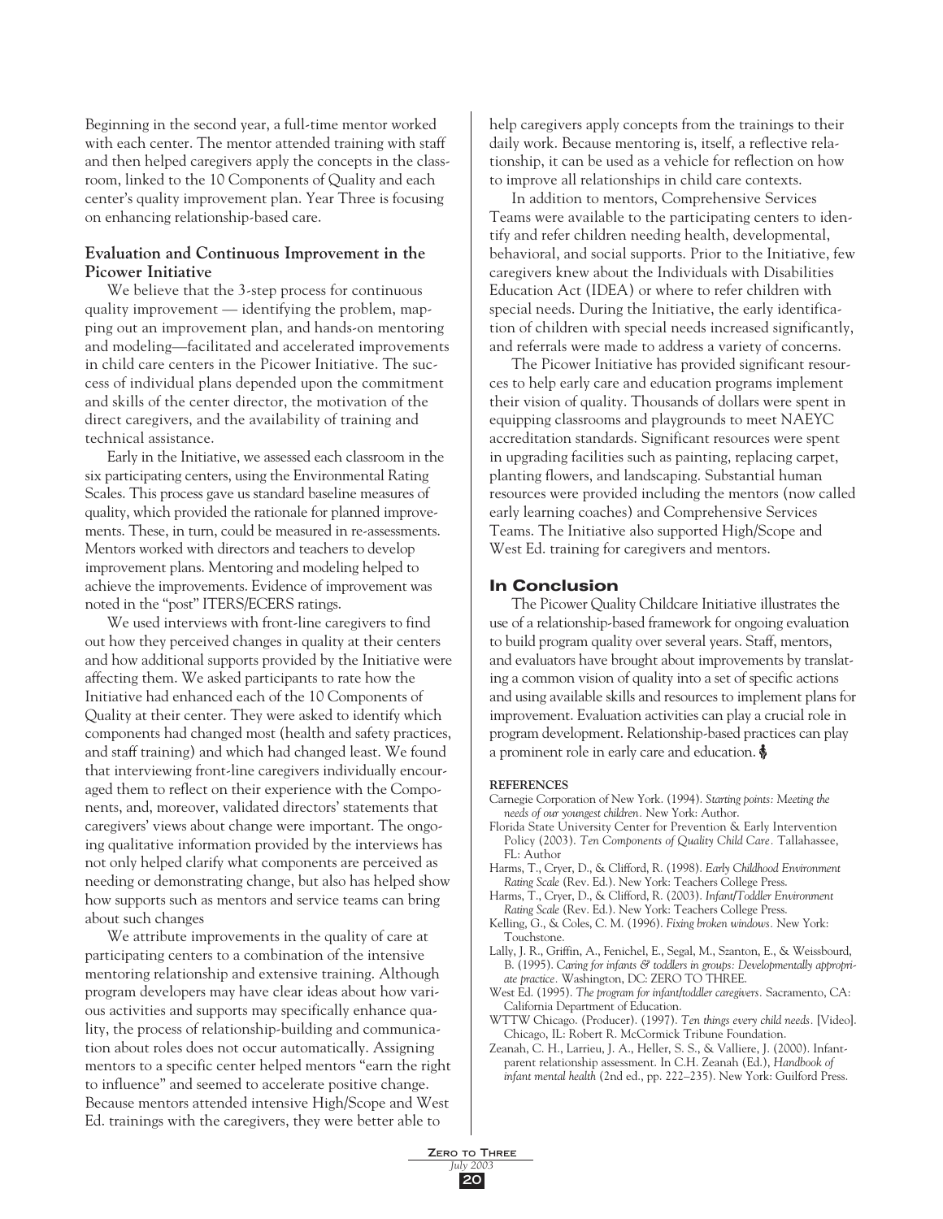Beginning in the second year, a full-time mentor worked with each center. The mentor attended training with staff and then helped caregivers apply the concepts in the classroom, linked to the 10 Components of Quality and each center's quality improvement plan. Year Three is focusing on enhancing relationship-based care.

### Evaluation and Continuous Improvement in the Picower Initiative

We believe that the 3-step process for continuous quality improvement — identifying the problem, mapping out an improvement plan, and hands-on mentoring and modeling—facilitated and accelerated improvements in child care centers in the Picower Initiative. The success of individual plans depended upon the commitment and skills of the center director, the motivation of the direct caregivers, and the availability of training and technical assistance.

Early in the Initiative, we assessed each classroom in the six participating centers, using the Environmental Rating Scales. This process gave us standard baseline measures of quality, which provided the rationale for planned improvements. These, in turn, could be measured in re-assessments. Mentors worked with directors and teachers to develop improvement plans. Mentoring and modeling helped to achieve the improvements. Evidence of improvement was noted in the "post" ITERS/ECERS ratings.

We used interviews with front-line caregivers to find out how they perceived changes in quality at their centers and how additional supports provided by the Initiative were affecting them. We asked participants to rate how the Initiative had enhanced each of the 10 Components of Quality at their center. They were asked to identify which components had changed most (health and safety practices, and staff training) and which had changed least. We found that interviewing front-line caregivers individually encouraged them to reflect on their experience with the Components, and, moreover, validated directors' statements that caregivers' views about change were important. The ongoing qualitative information provided by the interviews has not only helped clarify what components are perceived as needing or demonstrating change, but also has helped show how supports such as mentors and service teams can bring about such changes

We attribute improvements in the quality of care at participating centers to a combination of the intensive mentoring relationship and extensive training. Although program developers may have clear ideas about how various activities and supports may specifically enhance quality, the process of relationship-building and communication about roles does not occur automatically. Assigning mentors to a specific center helped mentors "earn the right to influence" and seemed to accelerate positive change. Because mentors attended intensive High/Scope and West Ed. trainings with the caregivers, they were better able to help caregivers apply concepts from the trainings to their daily work. Because mentoring is, itself, a reflective relationship, it can be used as a vehicle for reflection on how to improve all relationships in child care contexts.

In addition to mentors, Comprehensive Services Teams were available to the participating centers to identify and refer children needing health, developmental, behavioral, and social supports. Prior to the Initiative, few caregivers knew about the Individuals with Disabilities Education Act (IDEA) or where to refer children with special needs. During the Initiative, the early identification of children with special needs increased significantly, and referrals were made to address a variety of concerns.

The Picower Initiative has provided significant resources to help early care and education programs implement their vision of quality. Thousands of dollars were spent in equipping classrooms and playgrounds to meet NAEYC accreditation standards. Significant resources were spent in upgrading facilities such as painting, replacing carpet, planting flowers, and landscaping. Substantial human resources were provided including the mentors (now called early learning coaches) and Comprehensive Services Teams. The Initiative also supported High/Scope and West Ed. training for caregivers and mentors.

## In Conclusion

The Picower Quality Childcare Initiative illustrates the use of a relationship-based framework for ongoing evaluation to build program quality over several years. Staff, mentors, and evaluators have brought about improvements by translating a common vision of quality into a set of specific actions and using available skills and resources to implement plans for improvement. Evaluation activities can play a crucial role in program development. Relationship-based practices can play a prominent role in early care and education.

#### REFERENCES

Carnegie Corporation of New York. (1994). *Starting points: Meeting the needs of our youngest children.* New York: Author.

Florida State University Center for Prevention & Early Intervention Policy (2003). *Ten Components of Quality Child Care.* Tallahassee, FL: Author

Harms, T., Cryer, D., & Clifford, R. (1998). *Early Childhood Environment Rating Scale* (Rev. Ed.). New York: Teachers College Press.

Harms, T., Cryer, D., & Clifford, R. (2003). *Infant/Toddler Environment Rating Scale* (Rev. Ed.). New York: Teachers College Press.

Kelling, G., & Coles, C. M. (1996). *Fixing broken windows.* New York: Touchstone.

Lally, J. R., Griffin, A., Fenichel, E., Segal, M., Szanton, E., & Weissbourd, B. (1995). *Caring for infants & toddlers in groups: Developmentally appropriate practice.* Washington, DC: ZERO TO THREE.

West Ed. (1995). *The program for infant/toddler caregivers.* Sacramento, CA: California Department of Education.

WTTW Chicago. (Producer). (1997). *Ten things every child needs.* [Video]. Chicago, IL: Robert R. McCormick Tribune Foundation.

Zeanah, C. H., Larrieu, J. A., Heller, S. S., & Valliere, J. (2000). Infant-parent relationship assessment. In C.H. Zeanah (Ed.), *Handbook of infant mental health* (2nd ed., pp. 222–235). New York: Guilford Press.